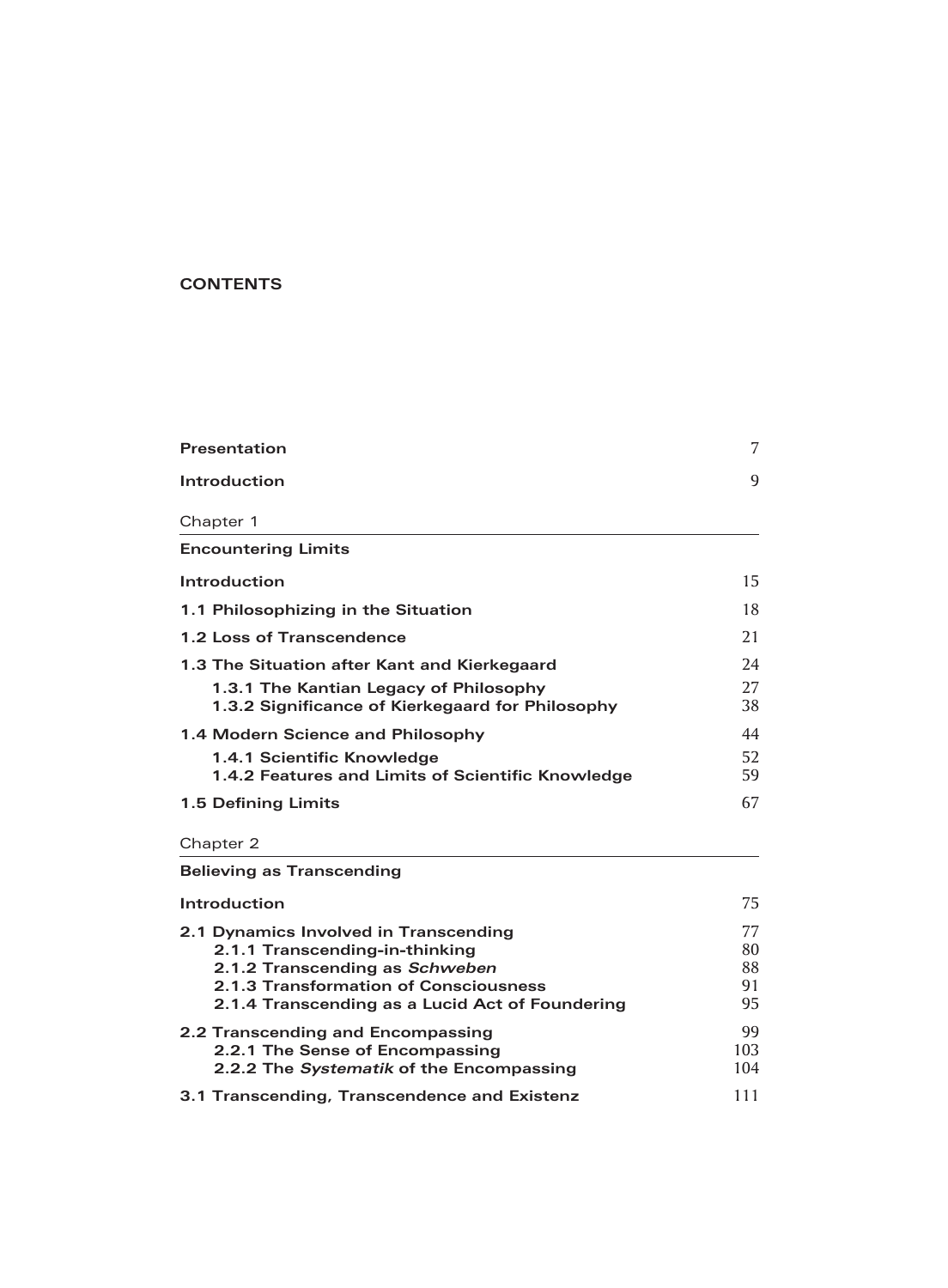# CONTENTS

| | |
|---|---|
| **Presentation** | 7 |
| **Introduction** | 9 |

Chapter 1

## Encountering Limits

| | |
|---|---|
| **Introduction** | 15 |
| **1.1 Philosophizing in the Situation** | 18 |
| **1.2 Loss of Transcendence** | 21 |
| **1.3 The Situation after Kant and Kierkegaard** | 24 |
| **1.3.1 The Kantian Legacy of Philosophy** | 27 |
| **1.3.2 Significance of Kierkegaard for Philosophy** | 38 |
| **1.4 Modern Science and Philosophy** | 44 |
| **1.4.1 Scientific Knowledge** | 52 |
| **1.4.2 Features and Limits of Scientific Knowledge** | 59 |
| **1.5 Defining Limits** | 67 |

Chapter 2

## Believing as Transcending

| | |
|---|---|
| **Introduction** | 75 |
| **2.1 Dynamics Involved in Transcending** | 77 |
| **2.1.1 Transcending-in-thinking** | 80 |
| **2.1.2 Transcending as *Schweben*** | 88 |
| **2.1.3 Transformation of Consciousness** | 91 |
| **2.1.4 Transcending as a Lucid Act of Foundering** | 95 |
| **2.2 Transcending and Encompassing** | 99 |
| **2.2.1 The Sense of Encompassing** | 103 |
| **2.2.2 The *Systematik* of the Encompassing** | 104 |
| **3.1 Transcending, Transcendence and Existenz** | 111 |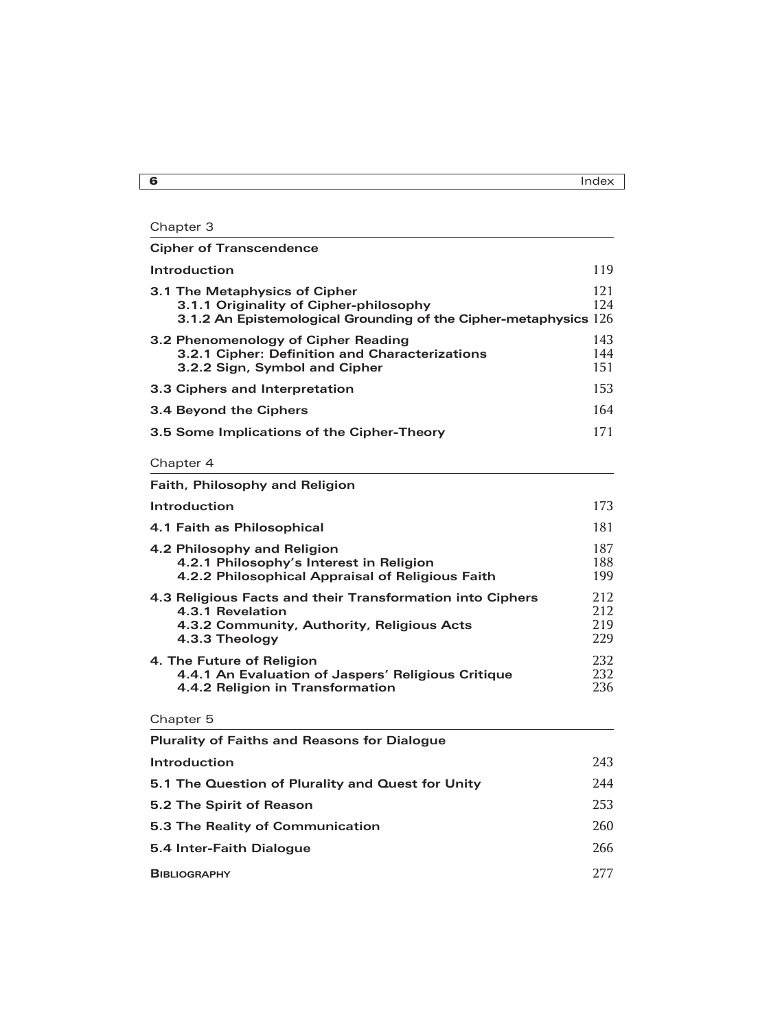Chapter 3

**Cipher of Transcendence**

**Introduction** 119

**3.1 The Metaphysics of Cipher** 121
  **3.1.1 Originality of Cipher-philosophy** 124
  **3.1.2 An Epistemological Grounding of the Cipher-metaphysics** 126

**3.2 Phenomenology of Cipher Reading** 143
  **3.2.1 Cipher: Definition and Characterizations** 144
  **3.2.2 Sign, Symbol and Cipher** 151

**3.3 Ciphers and Interpretation** 153

**3.4 Beyond the Ciphers** 164

**3.5 Some Implications of the Cipher-Theory** 171

Chapter 4

**Faith, Philosophy and Religion**

**Introduction** 173

**4.1 Faith as Philosophical** 181

**4.2 Philosophy and Religion** 187
  **4.2.1 Philosophy's Interest in Religion** 188
  **4.2.2 Philosophical Appraisal of Religious Faith** 199

**4.3 Religious Facts and their Transformation into Ciphers** 212
  **4.3.1 Revelation** 212
  **4.3.2 Community, Authority, Religious Acts** 219
  **4.3.3 Theology** 229

**4. The Future of Religion** 232
  **4.4.1 An Evaluation of Jaspers' Religious Critique** 232
  **4.4.2 Religion in Transformation** 236

Chapter 5

**Plurality of Faiths and Reasons for Dialogue**

**Introduction** 243

**5.1 The Question of Plurality and Quest for Unity** 244

**5.2 The Spirit of Reason** 253

**5.3 The Reality of Communication** 260

**5.4 Inter-Faith Dialogue** 266

**Bibliography** 277